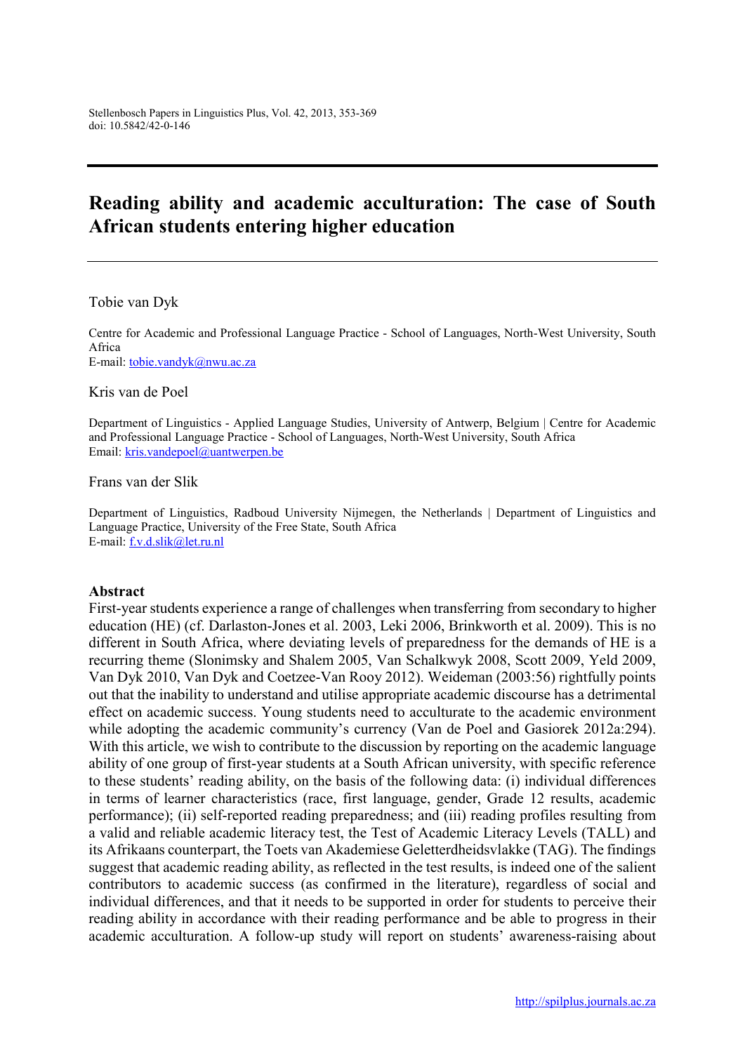# Reading ability and academic acculturation: The case of South African students entering higher education

Tobie van Dyk

Centre for Academic and Professional Language Practice - School of Languages, North-West University, South Africa
E-mail: tobie.vandyk@nwu.ac.za

Kris van de Poel

Department of Linguistics - Applied Language Studies, University of Antwerp, Belgium | Centre for Academic and Professional Language Practice - School of Languages, North-West University, South Africa
Email: kris.vandepoel@uantwerpen.be

Frans van der Slik

Department of Linguistics, Radboud University Nijmegen, the Netherlands | Department of Linguistics and Language Practice, University of the Free State, South Africa
E-mail: f.v.d.slik@let.ru.nl

## Abstract

First-year students experience a range of challenges when transferring from secondary to higher education (HE) (cf. Darlaston-Jones et al. 2003, Leki 2006, Brinkworth et al. 2009). This is no different in South Africa, where deviating levels of preparedness for the demands of HE is a recurring theme (Slonimsky and Shalem 2005, Van Schalkwyk 2008, Scott 2009, Yeld 2009, Van Dyk 2010, Van Dyk and Coetzee-Van Rooy 2012). Weideman (2003:56) rightfully points out that the inability to understand and utilise appropriate academic discourse has a detrimental effect on academic success. Young students need to acculturate to the academic environment while adopting the academic community's currency (Van de Poel and Gasiorek 2012a:294). With this article, we wish to contribute to the discussion by reporting on the academic language ability of one group of first-year students at a South African university, with specific reference to these students' reading ability, on the basis of the following data: (i) individual differences in terms of learner characteristics (race, first language, gender, Grade 12 results, academic performance); (ii) self-reported reading preparedness; and (iii) reading profiles resulting from a valid and reliable academic literacy test, the Test of Academic Literacy Levels (TALL) and its Afrikaans counterpart, the Toets van Akademiese Geletterdheidsvlakke (TAG). The findings suggest that academic reading ability, as reflected in the test results, is indeed one of the salient contributors to academic success (as confirmed in the literature), regardless of social and individual differences, and that it needs to be supported in order for students to perceive their reading ability in accordance with their reading performance and be able to progress in their academic acculturation. A follow-up study will report on students' awareness-raising about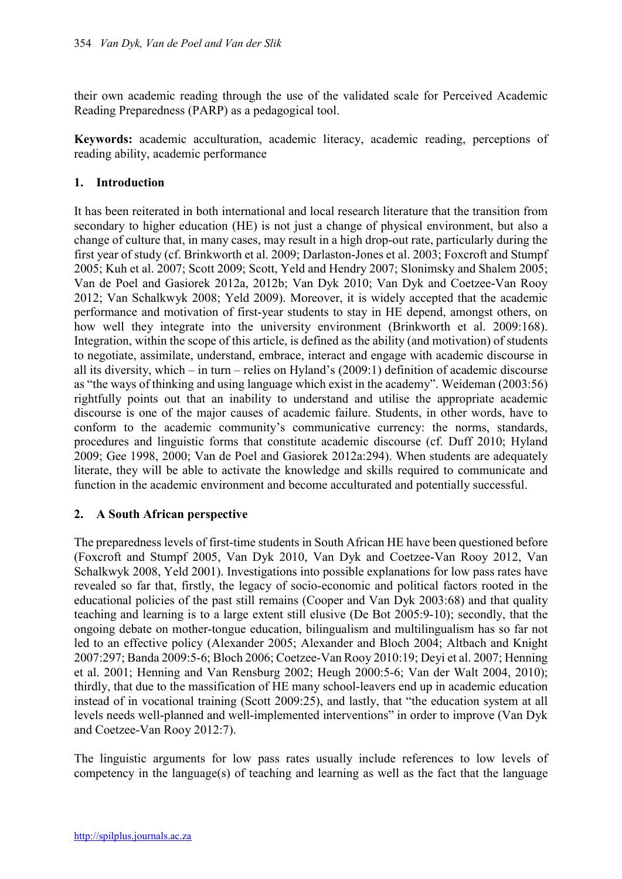their own academic reading through the use of the validated scale for Perceived Academic Reading Preparedness (PARP) as a pedagogical tool.

**Keywords:** academic acculturation, academic literacy, academic reading, perceptions of reading ability, academic performance

## 1. Introduction

It has been reiterated in both international and local research literature that the transition from secondary to higher education (HE) is not just a change of physical environment, but also a change of culture that, in many cases, may result in a high drop-out rate, particularly during the first year of study (cf. Brinkworth et al. 2009; Darlaston-Jones et al. 2003; Foxcroft and Stumpf 2005; Kuh et al. 2007; Scott 2009; Scott, Yeld and Hendry 2007; Slonimsky and Shalem 2005; Van de Poel and Gasiorek 2012a, 2012b; Van Dyk 2010; Van Dyk and Coetzee-Van Rooy 2012; Van Schalkwyk 2008; Yeld 2009). Moreover, it is widely accepted that the academic performance and motivation of first-year students to stay in HE depend, amongst others, on how well they integrate into the university environment (Brinkworth et al. 2009:168). Integration, within the scope of this article, is defined as the ability (and motivation) of students to negotiate, assimilate, understand, embrace, interact and engage with academic discourse in all its diversity, which – in turn – relies on Hyland's (2009:1) definition of academic discourse as "the ways of thinking and using language which exist in the academy". Weideman (2003:56) rightfully points out that an inability to understand and utilise the appropriate academic discourse is one of the major causes of academic failure. Students, in other words, have to conform to the academic community's communicative currency: the norms, standards, procedures and linguistic forms that constitute academic discourse (cf. Duff 2010; Hyland 2009; Gee 1998, 2000; Van de Poel and Gasiorek 2012a:294). When students are adequately literate, they will be able to activate the knowledge and skills required to communicate and function in the academic environment and become acculturated and potentially successful.

## 2. A South African perspective

The preparedness levels of first-time students in South African HE have been questioned before (Foxcroft and Stumpf 2005, Van Dyk 2010, Van Dyk and Coetzee-Van Rooy 2012, Van Schalkwyk 2008, Yeld 2001). Investigations into possible explanations for low pass rates have revealed so far that, firstly, the legacy of socio-economic and political factors rooted in the educational policies of the past still remains (Cooper and Van Dyk 2003:68) and that quality teaching and learning is to a large extent still elusive (De Bot 2005:9-10); secondly, that the ongoing debate on mother-tongue education, bilingualism and multilingualism has so far not led to an effective policy (Alexander 2005; Alexander and Bloch 2004; Altbach and Knight 2007:297; Banda 2009:5-6; Bloch 2006; Coetzee-Van Rooy 2010:19; Deyi et al. 2007; Henning et al. 2001; Henning and Van Rensburg 2002; Heugh 2000:5-6; Van der Walt 2004, 2010); thirdly, that due to the massification of HE many school-leavers end up in academic education instead of in vocational training (Scott 2009:25), and lastly, that "the education system at all levels needs well-planned and well-implemented interventions" in order to improve (Van Dyk and Coetzee-Van Rooy 2012:7).

The linguistic arguments for low pass rates usually include references to low levels of competency in the language(s) of teaching and learning as well as the fact that the language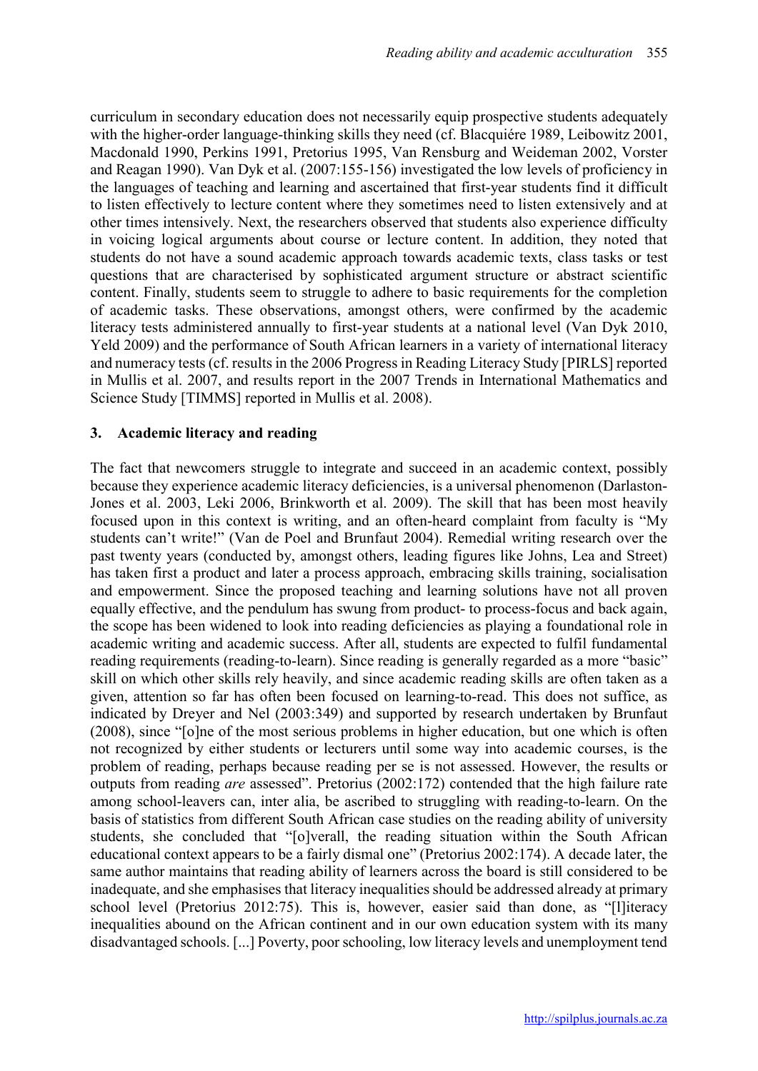curriculum in secondary education does not necessarily equip prospective students adequately with the higher-order language-thinking skills they need (cf. Blacquiére 1989, Leibowitz 2001, Macdonald 1990, Perkins 1991, Pretorius 1995, Van Rensburg and Weideman 2002, Vorster and Reagan 1990). Van Dyk et al. (2007:155-156) investigated the low levels of proficiency in the languages of teaching and learning and ascertained that first-year students find it difficult to listen effectively to lecture content where they sometimes need to listen extensively and at other times intensively. Next, the researchers observed that students also experience difficulty in voicing logical arguments about course or lecture content. In addition, they noted that students do not have a sound academic approach towards academic texts, class tasks or test questions that are characterised by sophisticated argument structure or abstract scientific content. Finally, students seem to struggle to adhere to basic requirements for the completion of academic tasks. These observations, amongst others, were confirmed by the academic literacy tests administered annually to first-year students at a national level (Van Dyk 2010, Yeld 2009) and the performance of South African learners in a variety of international literacy and numeracy tests (cf. results in the 2006 Progress in Reading Literacy Study [PIRLS] reported in Mullis et al. 2007, and results report in the 2007 Trends in International Mathematics and Science Study [TIMMS] reported in Mullis et al. 2008).

## 3. Academic literacy and reading

The fact that newcomers struggle to integrate and succeed in an academic context, possibly because they experience academic literacy deficiencies, is a universal phenomenon (Darlaston-Jones et al. 2003, Leki 2006, Brinkworth et al. 2009). The skill that has been most heavily focused upon in this context is writing, and an often-heard complaint from faculty is "My students can't write!" (Van de Poel and Brunfaut 2004). Remedial writing research over the past twenty years (conducted by, amongst others, leading figures like Johns, Lea and Street) has taken first a product and later a process approach, embracing skills training, socialisation and empowerment. Since the proposed teaching and learning solutions have not all proven equally effective, and the pendulum has swung from product- to process-focus and back again, the scope has been widened to look into reading deficiencies as playing a foundational role in academic writing and academic success. After all, students are expected to fulfil fundamental reading requirements (reading-to-learn). Since reading is generally regarded as a more "basic" skill on which other skills rely heavily, and since academic reading skills are often taken as a given, attention so far has often been focused on learning-to-read. This does not suffice, as indicated by Dreyer and Nel (2003:349) and supported by research undertaken by Brunfaut (2008), since "[o]ne of the most serious problems in higher education, but one which is often not recognized by either students or lecturers until some way into academic courses, is the problem of reading, perhaps because reading per se is not assessed. However, the results or outputs from reading *are* assessed". Pretorius (2002:172) contended that the high failure rate among school-leavers can, inter alia, be ascribed to struggling with reading-to-learn. On the basis of statistics from different South African case studies on the reading ability of university students, she concluded that "[o]verall, the reading situation within the South African educational context appears to be a fairly dismal one" (Pretorius 2002:174). A decade later, the same author maintains that reading ability of learners across the board is still considered to be inadequate, and she emphasises that literacy inequalities should be addressed already at primary school level (Pretorius 2012:75). This is, however, easier said than done, as "[l]iteracy inequalities abound on the African continent and in our own education system with its many disadvantaged schools. [...] Poverty, poor schooling, low literacy levels and unemployment tend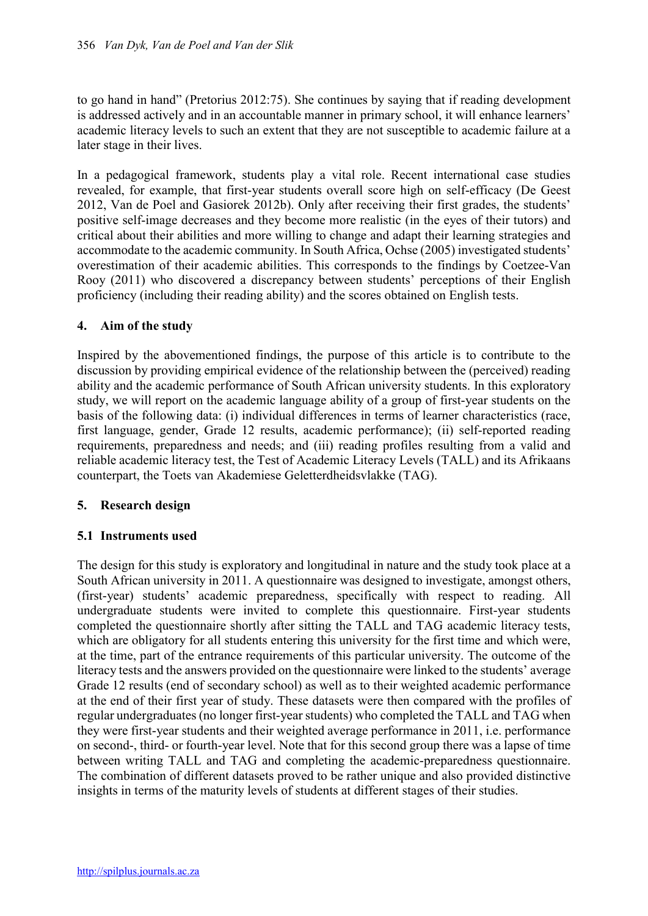to go hand in hand" (Pretorius 2012:75). She continues by saying that if reading development is addressed actively and in an accountable manner in primary school, it will enhance learners' academic literacy levels to such an extent that they are not susceptible to academic failure at a later stage in their lives.

In a pedagogical framework, students play a vital role. Recent international case studies revealed, for example, that first-year students overall score high on self-efficacy (De Geest 2012, Van de Poel and Gasiorek 2012b). Only after receiving their first grades, the students' positive self-image decreases and they become more realistic (in the eyes of their tutors) and critical about their abilities and more willing to change and adapt their learning strategies and accommodate to the academic community. In South Africa, Ochse (2005) investigated students' overestimation of their academic abilities. This corresponds to the findings by Coetzee-Van Rooy (2011) who discovered a discrepancy between students' perceptions of their English proficiency (including their reading ability) and the scores obtained on English tests.

## 4. Aim of the study

Inspired by the abovementioned findings, the purpose of this article is to contribute to the discussion by providing empirical evidence of the relationship between the (perceived) reading ability and the academic performance of South African university students. In this exploratory study, we will report on the academic language ability of a group of first-year students on the basis of the following data: (i) individual differences in terms of learner characteristics (race, first language, gender, Grade 12 results, academic performance); (ii) self-reported reading requirements, preparedness and needs; and (iii) reading profiles resulting from a valid and reliable academic literacy test, the Test of Academic Literacy Levels (TALL) and its Afrikaans counterpart, the Toets van Akademiese Geletterdheidsvlakke (TAG).

## 5. Research design

### 5.1 Instruments used

The design for this study is exploratory and longitudinal in nature and the study took place at a South African university in 2011. A questionnaire was designed to investigate, amongst others, (first-year) students' academic preparedness, specifically with respect to reading. All undergraduate students were invited to complete this questionnaire. First-year students completed the questionnaire shortly after sitting the TALL and TAG academic literacy tests, which are obligatory for all students entering this university for the first time and which were, at the time, part of the entrance requirements of this particular university. The outcome of the literacy tests and the answers provided on the questionnaire were linked to the students' average Grade 12 results (end of secondary school) as well as to their weighted academic performance at the end of their first year of study. These datasets were then compared with the profiles of regular undergraduates (no longer first-year students) who completed the TALL and TAG when they were first-year students and their weighted average performance in 2011, i.e. performance on second-, third- or fourth-year level. Note that for this second group there was a lapse of time between writing TALL and TAG and completing the academic-preparedness questionnaire. The combination of different datasets proved to be rather unique and also provided distinctive insights in terms of the maturity levels of students at different stages of their studies.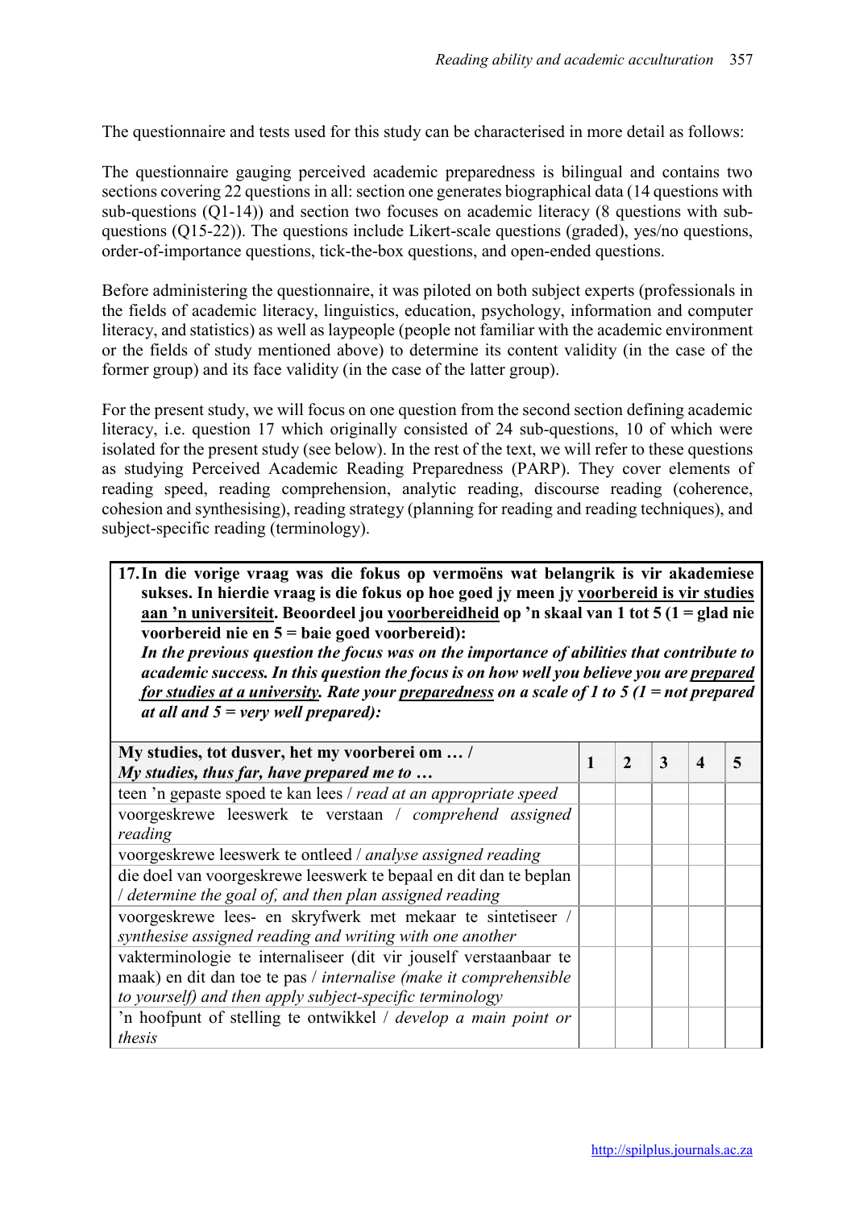The questionnaire and tests used for this study can be characterised in more detail as follows:

The questionnaire gauging perceived academic preparedness is bilingual and contains two sections covering 22 questions in all: section one generates biographical data (14 questions with sub-questions (Q1-14)) and section two focuses on academic literacy (8 questions with sub-questions (Q15-22)). The questions include Likert-scale questions (graded), yes/no questions, order-of-importance questions, tick-the-box questions, and open-ended questions.

Before administering the questionnaire, it was piloted on both subject experts (professionals in the fields of academic literacy, linguistics, education, psychology, information and computer literacy, and statistics) as well as laypeople (people not familiar with the academic environment or the fields of study mentioned above) to determine its content validity (in the case of the former group) and its face validity (in the case of the latter group).

For the present study, we will focus on one question from the second section defining academic literacy, i.e. question 17 which originally consisted of 24 sub-questions, 10 of which were isolated for the present study (see below). In the rest of the text, we will refer to these questions as studying Perceived Academic Reading Preparedness (PARP). They cover elements of reading speed, reading comprehension, analytic reading, discourse reading (coherence, cohesion and synthesising), reading strategy (planning for reading and reading techniques), and subject-specific reading (terminology).

**17. In die vorige vraag was die fokus op vermoëns wat belangrik is vir akademiese sukses. In hierdie vraag is die fokus op hoe goed jy meen jy voorbereid is vir studies aan 'n universiteit. Beoordeel jou voorbereidheid op 'n skaal van 1 tot 5 (1 = glad nie voorbereid nie en 5 = baie goed voorbereid):**
***In the previous question the focus was on the importance of abilities that contribute to academic success. In this question the focus is on how well you believe you are prepared for studies at a university. Rate your preparedness on a scale of 1 to 5 (1 = not prepared at all and 5 = very well prepared):***

| **My studies, tot dusver, het my voorberei om … /** ***My studies, thus far, have prepared me to …*** | **1** | **2** | **3** | **4** | **5** |
|---|---|---|---|---|---|
| teen 'n gepaste spoed te kan lees / *read at an appropriate speed* | | | | | |
| voorgeskrewe leeswerk te verstaan / *comprehend assigned reading* | | | | | |
| voorgeskrewe leeswerk te ontleed / *analyse assigned reading* | | | | | |
| die doel van voorgeskrewe leeswerk te bepaal en dit dan te beplan / *determine the goal of, and then plan assigned reading* | | | | | |
| voorgeskrewe lees- en skryfwerk met mekaar te sintetiseer / *synthesise assigned reading and writing with one another* | | | | | |
| vakterminologie te internaliseer (dit vir jouself verstaanbaar te maak) en dit dan toe te pas / *internalise (make it comprehensible to yourself) and then apply subject-specific terminology* | | | | | |
| 'n hoofpunt of stelling te ontwikkel / *develop a main point or thesis* | | | | | |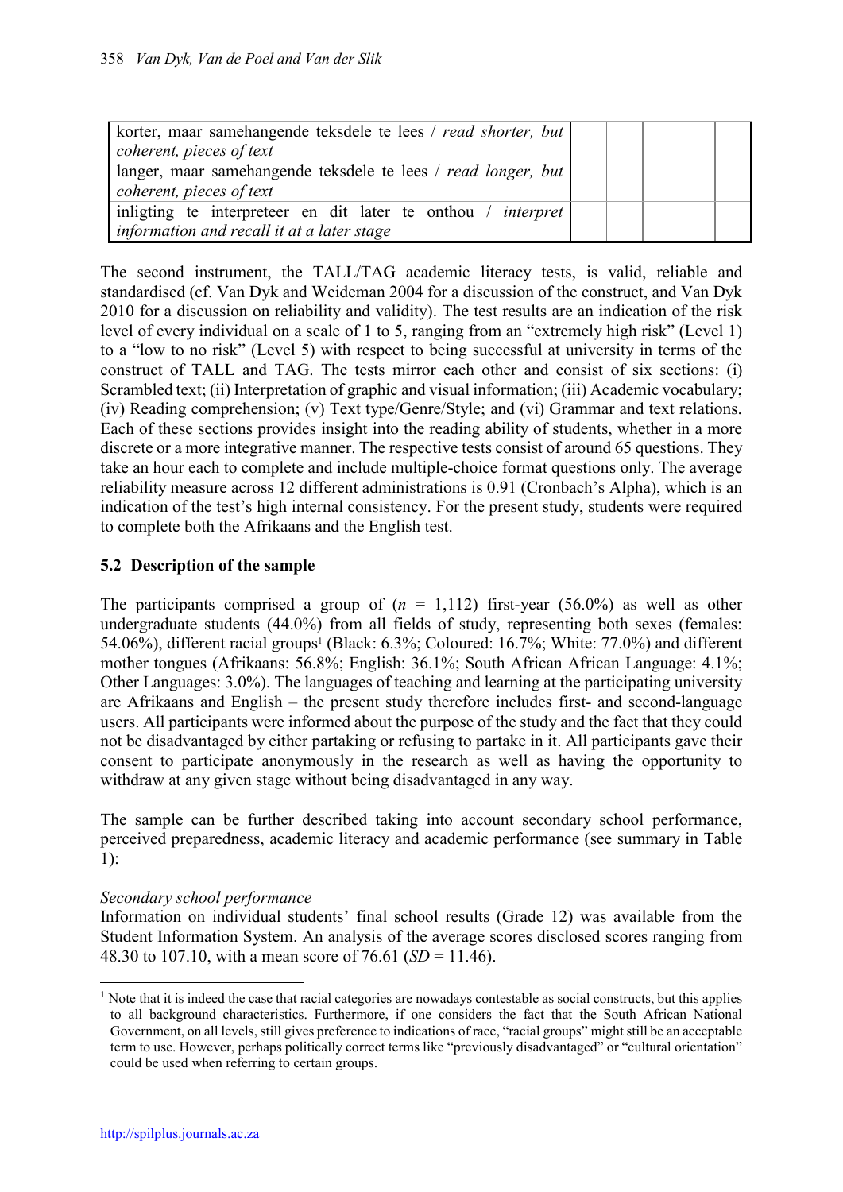| | | | | | |
|---|---|---|---|---|---|
| korter, maar samehangende teksdele te lees / *read shorter, but coherent, pieces of text* | | | | | |
| langer, maar samehangende teksdele te lees / *read longer, but coherent, pieces of text* | | | | | |
| inligting te interpreteer en dit later te onthou / *interpret information and recall it at a later stage* | | | | | |

The second instrument, the TALL/TAG academic literacy tests, is valid, reliable and standardised (cf. Van Dyk and Weideman 2004 for a discussion of the construct, and Van Dyk 2010 for a discussion on reliability and validity). The test results are an indication of the risk level of every individual on a scale of 1 to 5, ranging from an "extremely high risk" (Level 1) to a "low to no risk" (Level 5) with respect to being successful at university in terms of the construct of TALL and TAG. The tests mirror each other and consist of six sections: (i) Scrambled text; (ii) Interpretation of graphic and visual information; (iii) Academic vocabulary; (iv) Reading comprehension; (v) Text type/Genre/Style; and (vi) Grammar and text relations. Each of these sections provides insight into the reading ability of students, whether in a more discrete or a more integrative manner. The respective tests consist of around 65 questions. They take an hour each to complete and include multiple-choice format questions only. The average reliability measure across 12 different administrations is 0.91 (Cronbach's Alpha), which is an indication of the test's high internal consistency. For the present study, students were required to complete both the Afrikaans and the English test.

## 5.2 Description of the sample

The participants comprised a group of ($n$ = 1,112) first-year (56.0%) as well as other undergraduate students (44.0%) from all fields of study, representing both sexes (females: 54.06%), different racial groups[1] (Black: 6.3%; Coloured: 16.7%; White: 77.0%) and different mother tongues (Afrikaans: 56.8%; English: 36.1%; South African African Language: 4.1%; Other Languages: 3.0%). The languages of teaching and learning at the participating university are Afrikaans and English – the present study therefore includes first- and second-language users. All participants were informed about the purpose of the study and the fact that they could not be disadvantaged by either partaking or refusing to partake in it. All participants gave their consent to participate anonymously in the research as well as having the opportunity to withdraw at any given stage without being disadvantaged in any way.

The sample can be further described taking into account secondary school performance, perceived preparedness, academic literacy and academic performance (see summary in Table 1):

*Secondary school performance*

Information on individual students' final school results (Grade 12) was available from the Student Information System. An analysis of the average scores disclosed scores ranging from 48.30 to 107.10, with a mean score of 76.61 ($SD$ = 11.46).

[1] Note that it is indeed the case that racial categories are nowadays contestable as social constructs, but this applies to all background characteristics. Furthermore, if one considers the fact that the South African National Government, on all levels, still gives preference to indications of race, "racial groups" might still be an acceptable term to use. However, perhaps politically correct terms like "previously disadvantaged" or "cultural orientation" could be used when referring to certain groups.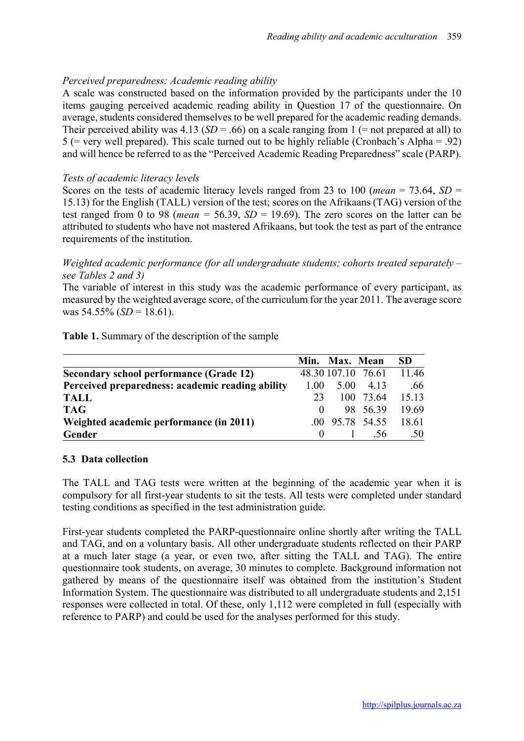*Perceived preparedness: Academic reading ability*

A scale was constructed based on the information provided by the participants under the 10 items gauging perceived academic reading ability in Question 17 of the questionnaire. On average, students considered themselves to be well prepared for the academic reading demands. Their perceived ability was 4.13 (*SD* = .66) on a scale ranging from 1 (= not prepared at all) to 5 (= very well prepared). This scale turned out to be highly reliable (Cronbach's Alpha = .92) and will hence be referred to as the "Perceived Academic Reading Preparedness" scale (PARP).

*Tests of academic literacy levels*

Scores on the tests of academic literacy levels ranged from 23 to 100 (*mean* = 73.64, *SD* = 15.13) for the English (TALL) version of the test; scores on the Afrikaans (TAG) version of the test ranged from 0 to 98 (*mean* = 56.39, *SD* = 19.69). The zero scores on the latter can be attributed to students who have not mastered Afrikaans, but took the test as part of the entrance requirements of the institution.

*Weighted academic performance (for all undergraduate students; cohorts treated separately – see Tables 2 and 3)*

The variable of interest in this study was the academic performance of every participant, as measured by the weighted average score, of the curriculum for the year 2011. The average score was 54.55% (*SD* = 18.61).

**Table 1.** Summary of the description of the sample

| | Min. | Max. | Mean | SD |
|---|---|---|---|---|
| **Secondary school performance (Grade 12)** | 48.30 | 107.10 | 76.61 | 11.46 |
| **Perceived preparedness: academic reading ability** | 1.00 | 5.00 | 4.13 | .66 |
| **TALL** | 23 | 100 | 73.64 | 15.13 |
| **TAG** | 0 | 98 | 56.39 | 19.69 |
| **Weighted academic performance (in 2011)** | .00 | 95.78 | 54.55 | 18.61 |
| **Gender** | 0 | 1 | .56 | .50 |

### 5.3 Data collection

The TALL and TAG tests were written at the beginning of the academic year when it is compulsory for all first-year students to sit the tests. All tests were completed under standard testing conditions as specified in the test administration guide.

First-year students completed the PARP-questionnaire online shortly after writing the TALL and TAG, and on a voluntary basis. All other undergraduate students reflected on their PARP at a much later stage (a year, or even two, after sitting the TALL and TAG). The entire questionnaire took students, on average, 30 minutes to complete. Background information not gathered by means of the questionnaire itself was obtained from the institution's Student Information System. The questionnaire was distributed to all undergraduate students and 2,151 responses were collected in total. Of these, only 1,112 were completed in full (especially with reference to PARP) and could be used for the analyses performed for this study.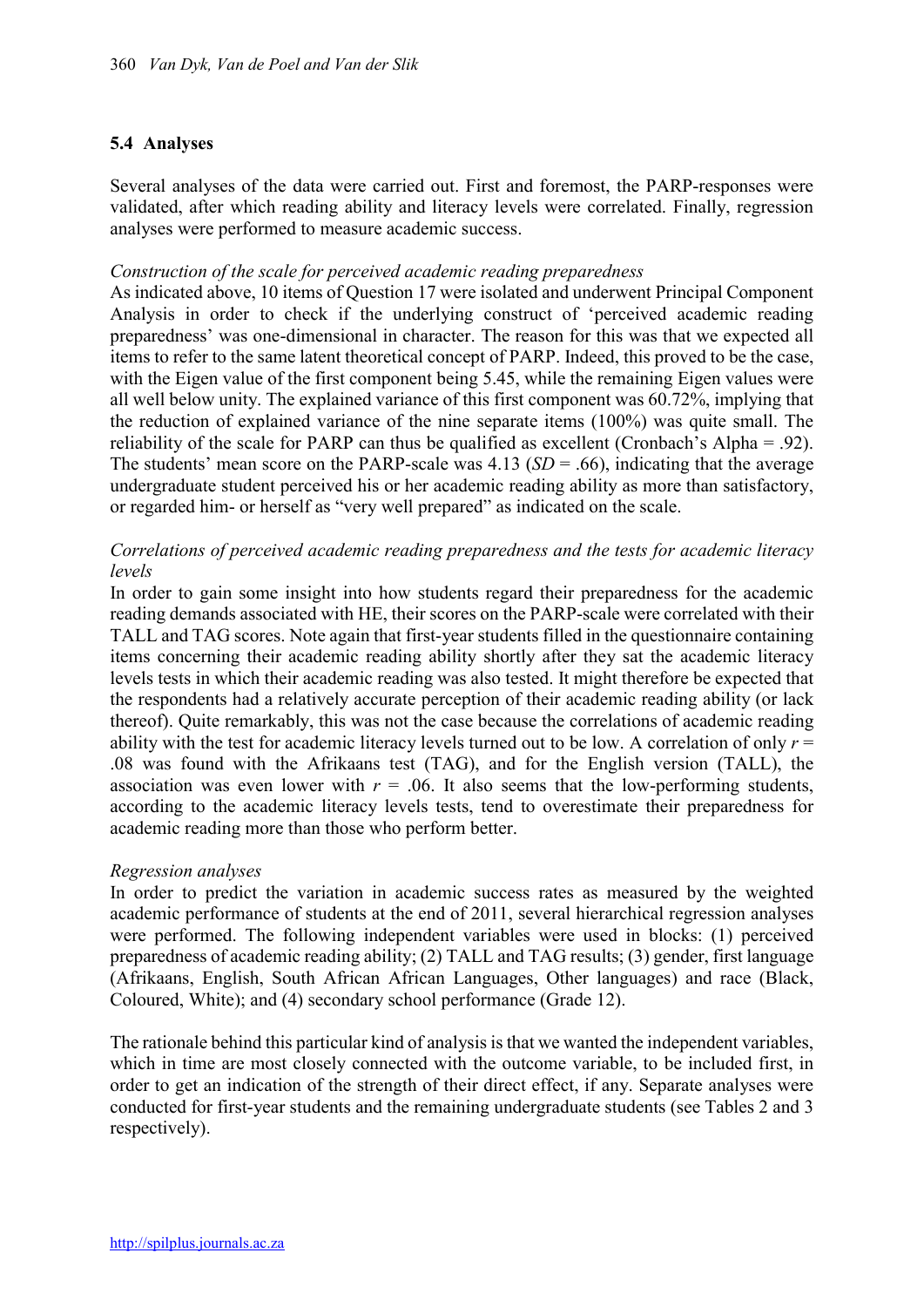### 5.4 Analyses

Several analyses of the data were carried out. First and foremost, the PARP-responses were validated, after which reading ability and literacy levels were correlated. Finally, regression analyses were performed to measure academic success.

*Construction of the scale for perceived academic reading preparedness*

As indicated above, 10 items of Question 17 were isolated and underwent Principal Component Analysis in order to check if the underlying construct of 'perceived academic reading preparedness' was one-dimensional in character. The reason for this was that we expected all items to refer to the same latent theoretical concept of PARP. Indeed, this proved to be the case, with the Eigen value of the first component being 5.45, while the remaining Eigen values were all well below unity. The explained variance of this first component was 60.72%, implying that the reduction of explained variance of the nine separate items (100%) was quite small. The reliability of the scale for PARP can thus be qualified as excellent (Cronbach's Alpha = .92). The students' mean score on the PARP-scale was 4.13 (*SD* = .66), indicating that the average undergraduate student perceived his or her academic reading ability as more than satisfactory, or regarded him- or herself as "very well prepared" as indicated on the scale.

*Correlations of perceived academic reading preparedness and the tests for academic literacy levels*

In order to gain some insight into how students regard their preparedness for the academic reading demands associated with HE, their scores on the PARP-scale were correlated with their TALL and TAG scores. Note again that first-year students filled in the questionnaire containing items concerning their academic reading ability shortly after they sat the academic literacy levels tests in which their academic reading was also tested. It might therefore be expected that the respondents had a relatively accurate perception of their academic reading ability (or lack thereof). Quite remarkably, this was not the case because the correlations of academic reading ability with the test for academic literacy levels turned out to be low. A correlation of only $r = .08$ was found with the Afrikaans test (TAG), and for the English version (TALL), the association was even lower with $r = .06$. It also seems that the low-performing students, according to the academic literacy levels tests, tend to overestimate their preparedness for academic reading more than those who perform better.

*Regression analyses*

In order to predict the variation in academic success rates as measured by the weighted academic performance of students at the end of 2011, several hierarchical regression analyses were performed. The following independent variables were used in blocks: (1) perceived preparedness of academic reading ability; (2) TALL and TAG results; (3) gender, first language (Afrikaans, English, South African African Languages, Other languages) and race (Black, Coloured, White); and (4) secondary school performance (Grade 12).

The rationale behind this particular kind of analysis is that we wanted the independent variables, which in time are most closely connected with the outcome variable, to be included first, in order to get an indication of the strength of their direct effect, if any. Separate analyses were conducted for first-year students and the remaining undergraduate students (see Tables 2 and 3 respectively).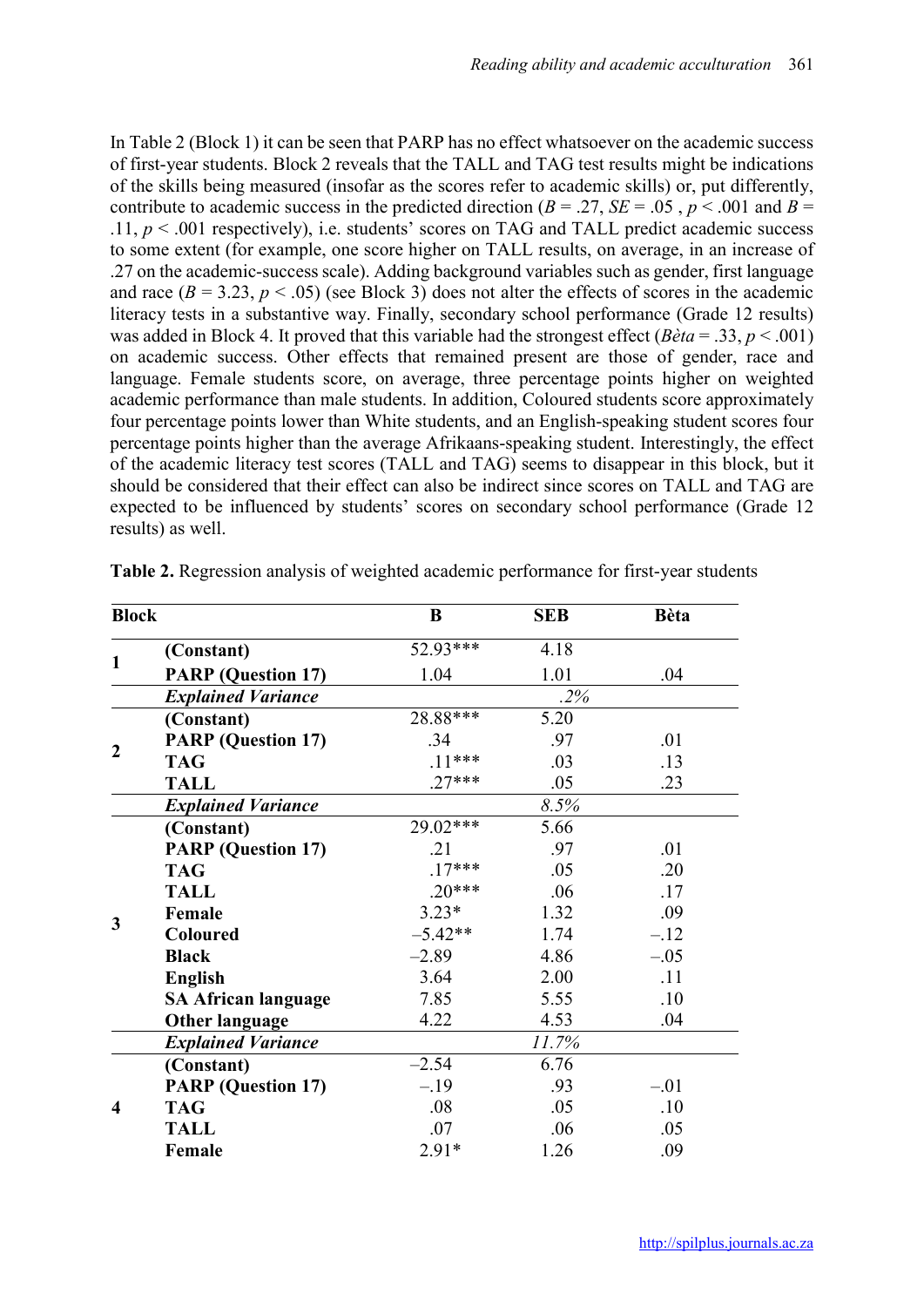In Table 2 (Block 1) it can be seen that PARP has no effect whatsoever on the academic success of first-year students. Block 2 reveals that the TALL and TAG test results might be indications of the skills being measured (insofar as the scores refer to academic skills) or, put differently, contribute to academic success in the predicted direction ($B$ = .27, $SE$ = .05 , $p$ < .001 and $B$ = .11, $p$ < .001 respectively), i.e. students' scores on TAG and TALL predict academic success to some extent (for example, one score higher on TALL results, on average, in an increase of .27 on the academic-success scale). Adding background variables such as gender, first language and race ($B$ = 3.23, $p$ < .05) (see Block 3) does not alter the effects of scores in the academic literacy tests in a substantive way. Finally, secondary school performance (Grade 12 results) was added in Block 4. It proved that this variable had the strongest effect (*Bèta* = .33, $p$ < .001) on academic success. Other effects that remained present are those of gender, race and language. Female students score, on average, three percentage points higher on weighted academic performance than male students. In addition, Coloured students score approximately four percentage points lower than White students, and an English-speaking student scores four percentage points higher than the average Afrikaans-speaking student. Interestingly, the effect of the academic literacy test scores (TALL and TAG) seems to disappear in this block, but it should be considered that their effect can also be indirect since scores on TALL and TAG are expected to be influenced by students' scores on secondary school performance (Grade 12 results) as well.

**Table 2.** Regression analysis of weighted academic performance for first-year students

| Block | | B | SEB | Bèta |
|---|---|---|---|---|
| 1 | **(Constant)** | 52.93*** | 4.18 | |
| | **PARP (Question 17)** | 1.04 | 1.01 | .04 |
| | ***Explained Variance*** | | *.2%* | |
| 2 | **(Constant)** | 28.88*** | 5.20 | |
| | **PARP (Question 17)** | .34 | .97 | .01 |
| | **TAG** | .11*** | .03 | .13 |
| | **TALL** | .27*** | .05 | .23 |
| | ***Explained Variance*** | | *8.5%* | |
| 3 | **(Constant)** | 29.02*** | 5.66 | |
| | **PARP (Question 17)** | .21 | .97 | .01 |
| | **TAG** | .17*** | .05 | .20 |
| | **TALL** | .20*** | .06 | .17 |
| | **Female** | 3.23* | 1.32 | .09 |
| | **Coloured** | –5.42** | 1.74 | –.12 |
| | **Black** | –2.89 | 4.86 | –.05 |
| | **English** | 3.64 | 2.00 | .11 |
| | **SA African language** | 7.85 | 5.55 | .10 |
| | **Other language** | 4.22 | 4.53 | .04 |
| | ***Explained Variance*** | | *11.7%* | |
| 4 | **(Constant)** | –2.54 | 6.76 | |
| | **PARP (Question 17)** | –.19 | .93 | –.01 |
| | **TAG** | .08 | .05 | .10 |
| | **TALL** | .07 | .06 | .05 |
| | **Female** | 2.91* | 1.26 | .09 |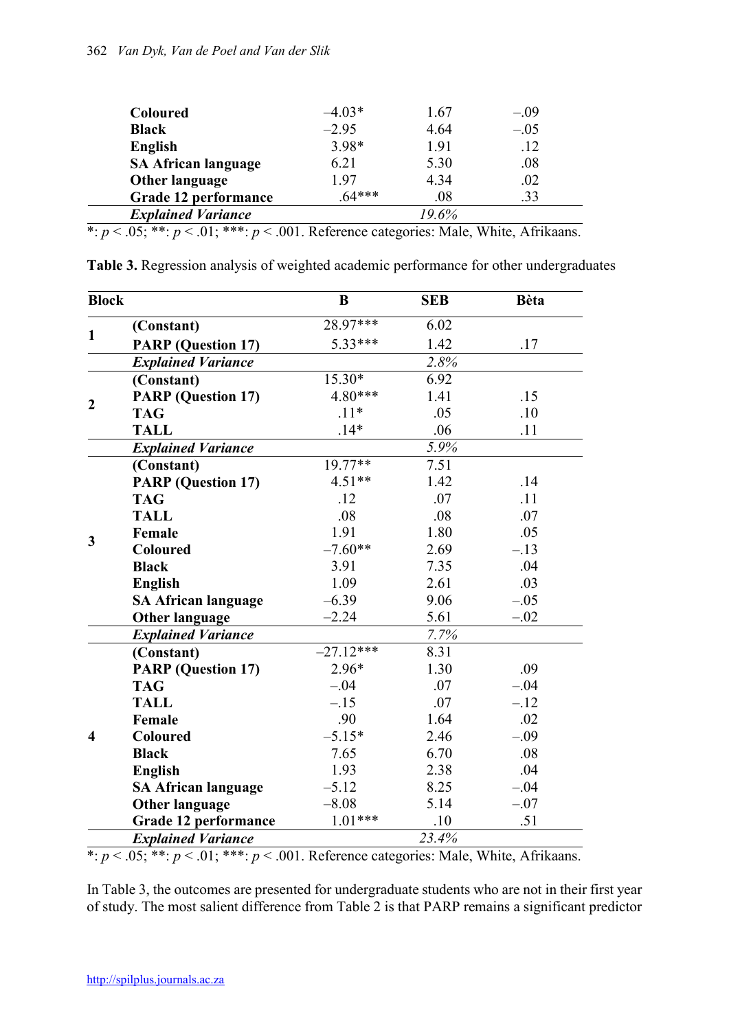| | | | |
|---|---|---|---|
| **Coloured** | –4.03* | 1.67 | –.09 |
| **Black** | –2.95 | 4.64 | –.05 |
| **English** | 3.98* | 1.91 | .12 |
| **SA African language** | 6.21 | 5.30 | .08 |
| **Other language** | 1.97 | 4.34 | .02 |
| **Grade 12 performance** | .64*** | .08 | .33 |
| ***Explained Variance*** | | *19.6%* | |

*: $p < .05$; **: $p < .01$; ***: $p < .001$. Reference categories: Male, White, Afrikaans.

**Table 3.** Regression analysis of weighted academic performance for other undergraduates

| Block | | B | SEB | Bèta |
|---|---|---|---|---|
| 1 | **(Constant)** | 28.97*** | 6.02 | |
| | **PARP (Question 17)** | 5.33*** | 1.42 | .17 |
| | ***Explained Variance*** | | *2.8%* | |
| 2 | **(Constant)** | 15.30* | 6.92 | |
| | **PARP (Question 17)** | 4.80*** | 1.41 | .15 |
| | **TAG** | .11* | .05 | .10 |
| | **TALL** | .14* | .06 | .11 |
| | ***Explained Variance*** | | *5.9%* | |
| 3 | **(Constant)** | 19.77** | 7.51 | |
| | **PARP (Question 17)** | 4.51** | 1.42 | .14 |
| | **TAG** | .12 | .07 | .11 |
| | **TALL** | .08 | .08 | .07 |
| | **Female** | 1.91 | 1.80 | .05 |
| | **Coloured** | –7.60** | 2.69 | –.13 |
| | **Black** | 3.91 | 7.35 | .04 |
| | **English** | 1.09 | 2.61 | .03 |
| | **SA African language** | –6.39 | 9.06 | –.05 |
| | **Other language** | –2.24 | 5.61 | –.02 |
| | ***Explained Variance*** | | *7.7%* | |
| 4 | **(Constant)** | –27.12*** | 8.31 | |
| | **PARP (Question 17)** | 2.96* | 1.30 | .09 |
| | **TAG** | –.04 | .07 | –.04 |
| | **TALL** | –.15 | .07 | –.12 |
| | **Female** | .90 | 1.64 | .02 |
| | **Coloured** | –5.15* | 2.46 | –.09 |
| | **Black** | 7.65 | 6.70 | .08 |
| | **English** | 1.93 | 2.38 | .04 |
| | **SA African language** | –5.12 | 8.25 | –.04 |
| | **Other language** | –8.08 | 5.14 | –.07 |
| | **Grade 12 performance** | 1.01*** | .10 | .51 |
| | ***Explained Variance*** | | *23.4%* | |

*: $p < .05$; **: $p < .01$; ***: $p < .001$. Reference categories: Male, White, Afrikaans.

In Table 3, the outcomes are presented for undergraduate students who are not in their first year of study. The most salient difference from Table 2 is that PARP remains a significant predictor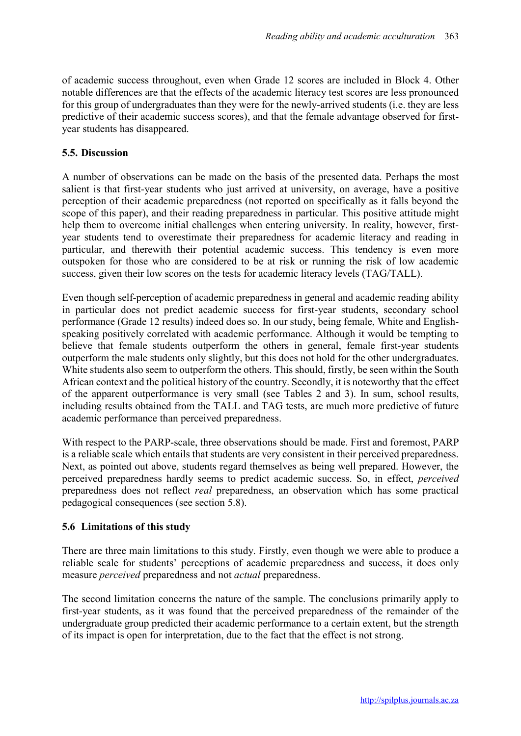of academic success throughout, even when Grade 12 scores are included in Block 4. Other notable differences are that the effects of the academic literacy test scores are less pronounced for this group of undergraduates than they were for the newly-arrived students (i.e. they are less predictive of their academic success scores), and that the female advantage observed for first-year students has disappeared.

### 5.5. Discussion

A number of observations can be made on the basis of the presented data. Perhaps the most salient is that first-year students who just arrived at university, on average, have a positive perception of their academic preparedness (not reported on specifically as it falls beyond the scope of this paper), and their reading preparedness in particular. This positive attitude might help them to overcome initial challenges when entering university. In reality, however, first-year students tend to overestimate their preparedness for academic literacy and reading in particular, and therewith their potential academic success. This tendency is even more outspoken for those who are considered to be at risk or running the risk of low academic success, given their low scores on the tests for academic literacy levels (TAG/TALL).

Even though self-perception of academic preparedness in general and academic reading ability in particular does not predict academic success for first-year students, secondary school performance (Grade 12 results) indeed does so. In our study, being female, White and English-speaking positively correlated with academic performance. Although it would be tempting to believe that female students outperform the others in general, female first-year students outperform the male students only slightly, but this does not hold for the other undergraduates. White students also seem to outperform the others. This should, firstly, be seen within the South African context and the political history of the country. Secondly, it is noteworthy that the effect of the apparent outperformance is very small (see Tables 2 and 3). In sum, school results, including results obtained from the TALL and TAG tests, are much more predictive of future academic performance than perceived preparedness.

With respect to the PARP-scale, three observations should be made. First and foremost, PARP is a reliable scale which entails that students are very consistent in their perceived preparedness. Next, as pointed out above, students regard themselves as being well prepared. However, the perceived preparedness hardly seems to predict academic success. So, in effect, *perceived* preparedness does not reflect *real* preparedness, an observation which has some practical pedagogical consequences (see section 5.8).

### 5.6 Limitations of this study

There are three main limitations to this study. Firstly, even though we were able to produce a reliable scale for students' perceptions of academic preparedness and success, it does only measure *perceived* preparedness and not *actual* preparedness.

The second limitation concerns the nature of the sample. The conclusions primarily apply to first-year students, as it was found that the perceived preparedness of the remainder of the undergraduate group predicted their academic performance to a certain extent, but the strength of its impact is open for interpretation, due to the fact that the effect is not strong.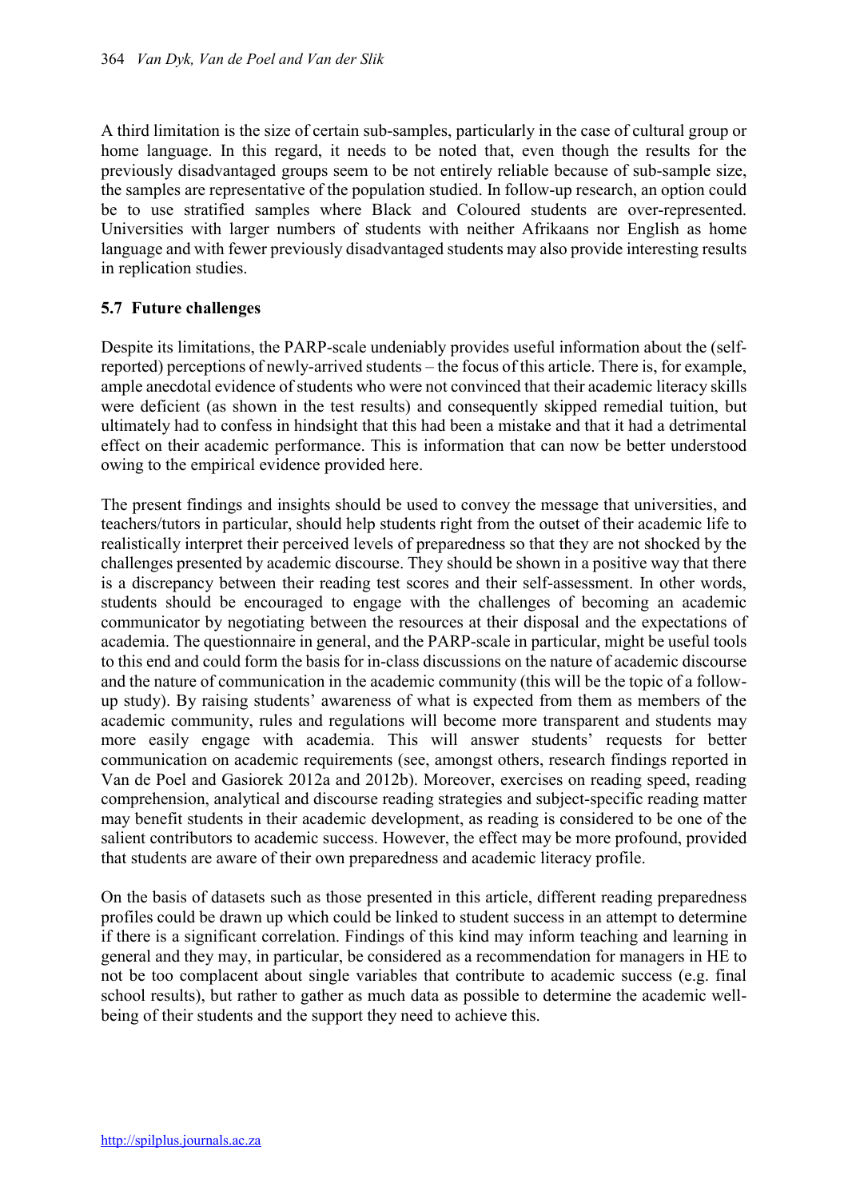A third limitation is the size of certain sub-samples, particularly in the case of cultural group or home language. In this regard, it needs to be noted that, even though the results for the previously disadvantaged groups seem to be not entirely reliable because of sub-sample size, the samples are representative of the population studied. In follow-up research, an option could be to use stratified samples where Black and Coloured students are over-represented. Universities with larger numbers of students with neither Afrikaans nor English as home language and with fewer previously disadvantaged students may also provide interesting results in replication studies.

### 5.7 Future challenges

Despite its limitations, the PARP-scale undeniably provides useful information about the (self-reported) perceptions of newly-arrived students – the focus of this article. There is, for example, ample anecdotal evidence of students who were not convinced that their academic literacy skills were deficient (as shown in the test results) and consequently skipped remedial tuition, but ultimately had to confess in hindsight that this had been a mistake and that it had a detrimental effect on their academic performance. This is information that can now be better understood owing to the empirical evidence provided here.

The present findings and insights should be used to convey the message that universities, and teachers/tutors in particular, should help students right from the outset of their academic life to realistically interpret their perceived levels of preparedness so that they are not shocked by the challenges presented by academic discourse. They should be shown in a positive way that there is a discrepancy between their reading test scores and their self-assessment. In other words, students should be encouraged to engage with the challenges of becoming an academic communicator by negotiating between the resources at their disposal and the expectations of academia. The questionnaire in general, and the PARP-scale in particular, might be useful tools to this end and could form the basis for in-class discussions on the nature of academic discourse and the nature of communication in the academic community (this will be the topic of a follow-up study). By raising students' awareness of what is expected from them as members of the academic community, rules and regulations will become more transparent and students may more easily engage with academia. This will answer students' requests for better communication on academic requirements (see, amongst others, research findings reported in Van de Poel and Gasiorek 2012a and 2012b). Moreover, exercises on reading speed, reading comprehension, analytical and discourse reading strategies and subject-specific reading matter may benefit students in their academic development, as reading is considered to be one of the salient contributors to academic success. However, the effect may be more profound, provided that students are aware of their own preparedness and academic literacy profile.

On the basis of datasets such as those presented in this article, different reading preparedness profiles could be drawn up which could be linked to student success in an attempt to determine if there is a significant correlation. Findings of this kind may inform teaching and learning in general and they may, in particular, be considered as a recommendation for managers in HE to not be too complacent about single variables that contribute to academic success (e.g. final school results), but rather to gather as much data as possible to determine the academic well-being of their students and the support they need to achieve this.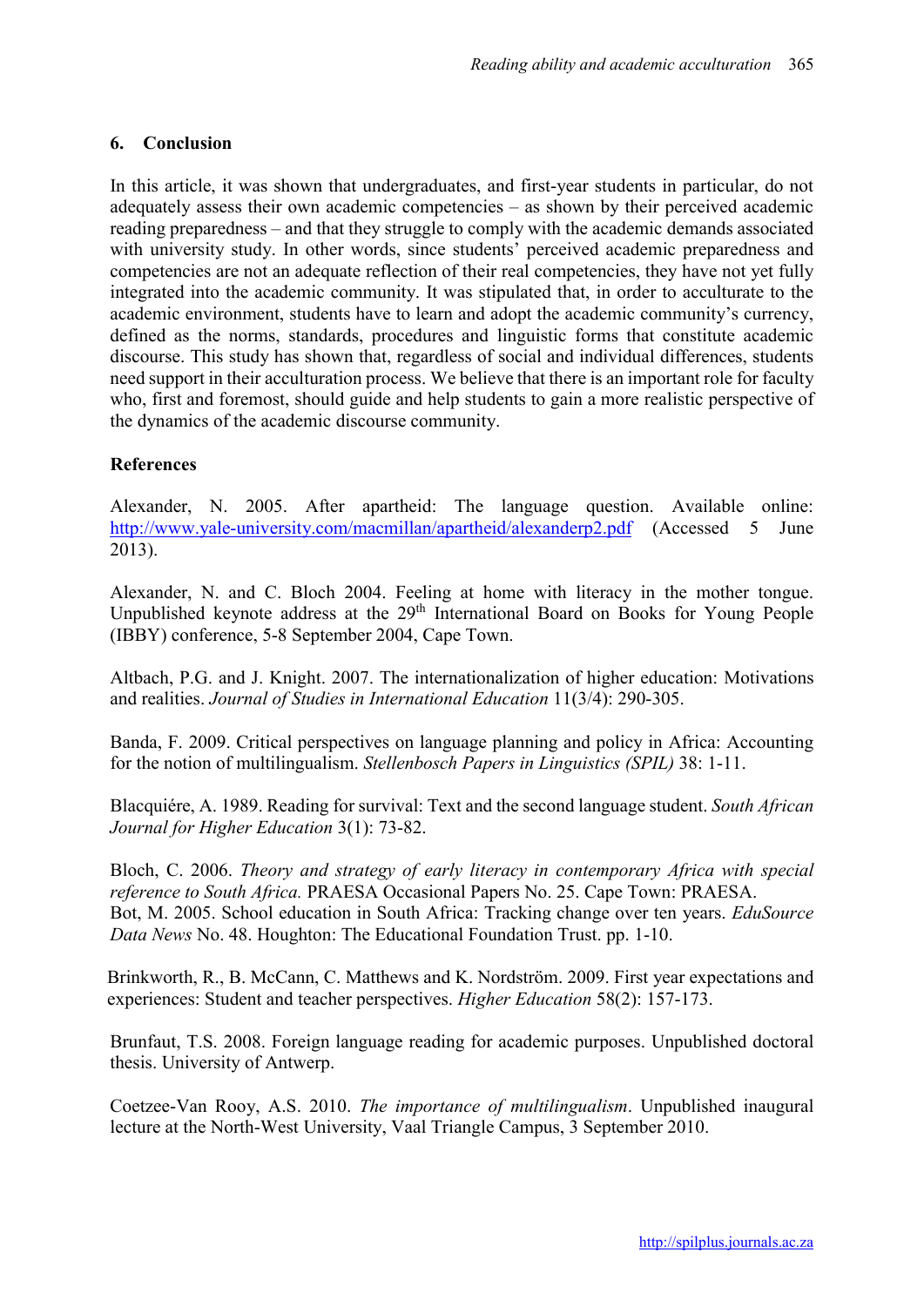## 6. Conclusion

In this article, it was shown that undergraduates, and first-year students in particular, do not adequately assess their own academic competencies – as shown by their perceived academic reading preparedness – and that they struggle to comply with the academic demands associated with university study. In other words, since students' perceived academic preparedness and competencies are not an adequate reflection of their real competencies, they have not yet fully integrated into the academic community. It was stipulated that, in order to acculturate to the academic environment, students have to learn and adopt the academic community's currency, defined as the norms, standards, procedures and linguistic forms that constitute academic discourse. This study has shown that, regardless of social and individual differences, students need support in their acculturation process. We believe that there is an important role for faculty who, first and foremost, should guide and help students to gain a more realistic perspective of the dynamics of the academic discourse community.

## References

Alexander, N. 2005. After apartheid: The language question. Available online: http://www.yale-university.com/macmillan/apartheid/alexanderp2.pdf (Accessed 5 June 2013).

Alexander, N. and C. Bloch 2004. Feeling at home with literacy in the mother tongue. Unpublished keynote address at the 29th International Board on Books for Young People (IBBY) conference, 5-8 September 2004, Cape Town.

Altbach, P.G. and J. Knight. 2007. The internationalization of higher education: Motivations and realities. *Journal of Studies in International Education* 11(3/4): 290-305.

Banda, F. 2009. Critical perspectives on language planning and policy in Africa: Accounting for the notion of multilingualism. *Stellenbosch Papers in Linguistics (SPIL)* 38: 1-11.

Blacquiére, A. 1989. Reading for survival: Text and the second language student. *South African Journal for Higher Education* 3(1): 73-82.

Bloch, C. 2006. *Theory and strategy of early literacy in contemporary Africa with special reference to South Africa.* PRAESA Occasional Papers No. 25. Cape Town: PRAESA.

Bot, M. 2005. School education in South Africa: Tracking change over ten years. *EduSource Data News* No. 48. Houghton: The Educational Foundation Trust. pp. 1-10.

Brinkworth, R., B. McCann, C. Matthews and K. Nordström. 2009. First year expectations and experiences: Student and teacher perspectives. *Higher Education* 58(2): 157-173.

Brunfaut, T.S. 2008. Foreign language reading for academic purposes. Unpublished doctoral thesis. University of Antwerp.

Coetzee-Van Rooy, A.S. 2010. *The importance of multilingualism*. Unpublished inaugural lecture at the North-West University, Vaal Triangle Campus, 3 September 2010.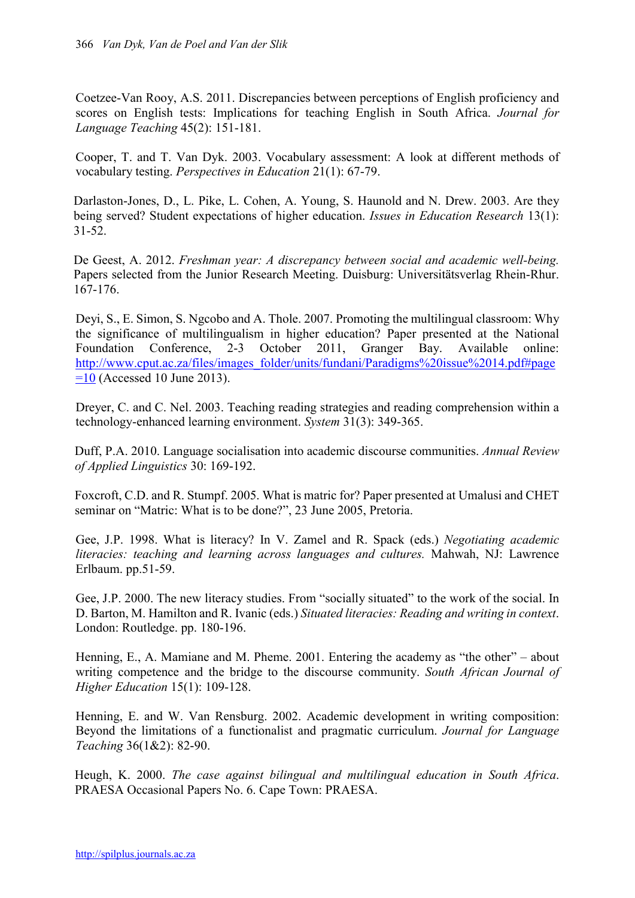Coetzee-Van Rooy, A.S. 2011. Discrepancies between perceptions of English proficiency and scores on English tests: Implications for teaching English in South Africa. *Journal for Language Teaching* 45(2): 151-181.

Cooper, T. and T. Van Dyk. 2003. Vocabulary assessment: A look at different methods of vocabulary testing. *Perspectives in Education* 21(1): 67-79.

Darlaston-Jones, D., L. Pike, L. Cohen, A. Young, S. Haunold and N. Drew. 2003. Are they being served? Student expectations of higher education. *Issues in Education Research* 13(1): 31-52.

De Geest, A. 2012. *Freshman year: A discrepancy between social and academic well-being.* Papers selected from the Junior Research Meeting. Duisburg: Universitätsverlag Rhein-Rhur. 167-176.

Deyi, S., E. Simon, S. Ngcobo and A. Thole. 2007. Promoting the multilingual classroom: Why the significance of multilingualism in higher education? Paper presented at the National Foundation Conference, 2-3 October 2011, Granger Bay. Available online: http://www.cput.ac.za/files/images_folder/units/fundani/Paradigms%20issue%2014.pdf#page=10 (Accessed 10 June 2013).

Dreyer, C. and C. Nel. 2003. Teaching reading strategies and reading comprehension within a technology-enhanced learning environment. *System* 31(3): 349-365.

Duff, P.A. 2010. Language socialisation into academic discourse communities. *Annual Review of Applied Linguistics* 30: 169-192.

Foxcroft, C.D. and R. Stumpf. 2005. What is matric for? Paper presented at Umalusi and CHET seminar on "Matric: What is to be done?", 23 June 2005, Pretoria.

Gee, J.P. 1998. What is literacy? In V. Zamel and R. Spack (eds.) *Negotiating academic literacies: teaching and learning across languages and cultures.* Mahwah, NJ: Lawrence Erlbaum. pp.51-59.

Gee, J.P. 2000. The new literacy studies. From "socially situated" to the work of the social. In D. Barton, M. Hamilton and R. Ivanic (eds.) *Situated literacies: Reading and writing in context*. London: Routledge. pp. 180-196.

Henning, E., A. Mamiane and M. Pheme. 2001. Entering the academy as "the other" – about writing competence and the bridge to the discourse community. *South African Journal of Higher Education* 15(1): 109-128.

Henning, E. and W. Van Rensburg. 2002. Academic development in writing composition: Beyond the limitations of a functionalist and pragmatic curriculum. *Journal for Language Teaching* 36(1&2): 82-90.

Heugh, K. 2000. *The case against bilingual and multilingual education in South Africa*. PRAESA Occasional Papers No. 6. Cape Town: PRAESA.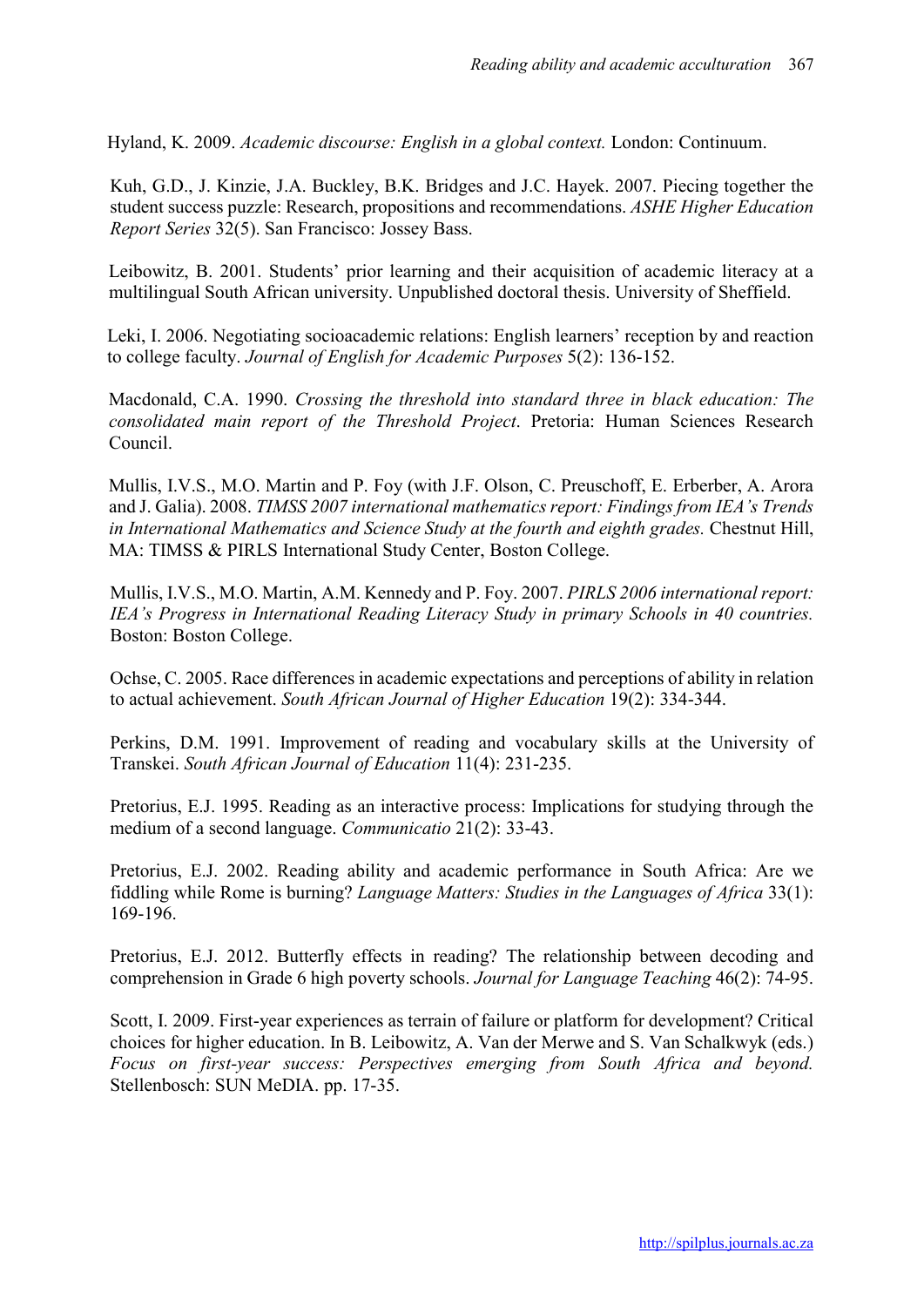Hyland, K. 2009. *Academic discourse: English in a global context.* London: Continuum.

Kuh, G.D., J. Kinzie, J.A. Buckley, B.K. Bridges and J.C. Hayek. 2007. Piecing together the student success puzzle: Research, propositions and recommendations. *ASHE Higher Education Report Series* 32(5). San Francisco: Jossey Bass.

Leibowitz, B. 2001. Students' prior learning and their acquisition of academic literacy at a multilingual South African university. Unpublished doctoral thesis. University of Sheffield.

Leki, I. 2006. Negotiating socioacademic relations: English learners' reception by and reaction to college faculty. *Journal of English for Academic Purposes* 5(2): 136-152.

Macdonald, C.A. 1990. *Crossing the threshold into standard three in black education: The consolidated main report of the Threshold Project*. Pretoria: Human Sciences Research Council.

Mullis, I.V.S., M.O. Martin and P. Foy (with J.F. Olson, C. Preuschoff, E. Erberber, A. Arora and J. Galia). 2008. *TIMSS 2007 international mathematics report: Findings from IEA's Trends in International Mathematics and Science Study at the fourth and eighth grades.* Chestnut Hill, MA: TIMSS & PIRLS International Study Center, Boston College.

Mullis, I.V.S., M.O. Martin, A.M. Kennedy and P. Foy. 2007. *PIRLS 2006 international report: IEA's Progress in International Reading Literacy Study in primary Schools in 40 countries.* Boston: Boston College.

Ochse, C. 2005. Race differences in academic expectations and perceptions of ability in relation to actual achievement. *South African Journal of Higher Education* 19(2): 334-344.

Perkins, D.M. 1991. Improvement of reading and vocabulary skills at the University of Transkei. *South African Journal of Education* 11(4): 231-235.

Pretorius, E.J. 1995. Reading as an interactive process: Implications for studying through the medium of a second language. *Communicatio* 21(2): 33-43.

Pretorius, E.J. 2002. Reading ability and academic performance in South Africa: Are we fiddling while Rome is burning? *Language Matters: Studies in the Languages of Africa* 33(1): 169-196.

Pretorius, E.J. 2012. Butterfly effects in reading? The relationship between decoding and comprehension in Grade 6 high poverty schools. *Journal for Language Teaching* 46(2): 74-95.

Scott, I. 2009. First-year experiences as terrain of failure or platform for development? Critical choices for higher education. In B. Leibowitz, A. Van der Merwe and S. Van Schalkwyk (eds.) *Focus on first-year success: Perspectives emerging from South Africa and beyond.* Stellenbosch: SUN MeDIA. pp. 17-35.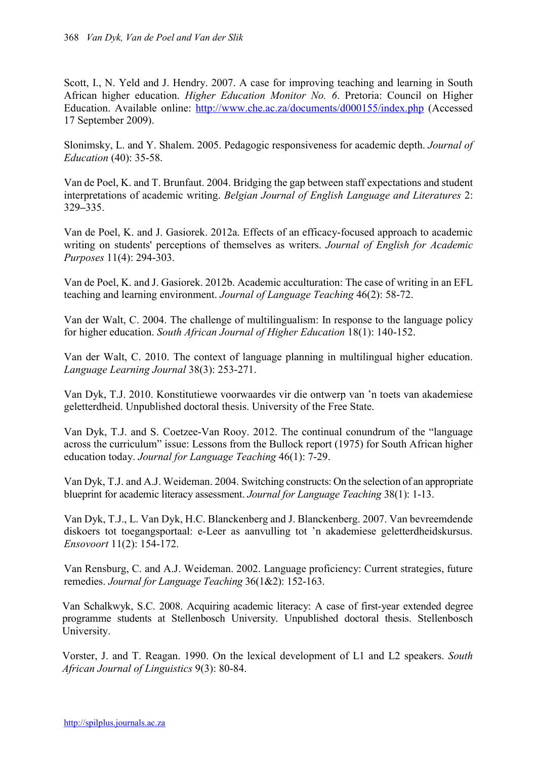Scott, I., N. Yeld and J. Hendry. 2007. A case for improving teaching and learning in South African higher education. *Higher Education Monitor No. 6*. Pretoria: Council on Higher Education. Available online: http://www.che.ac.za/documents/d000155/index.php (Accessed 17 September 2009).

Slonimsky, L. and Y. Shalem. 2005. Pedagogic responsiveness for academic depth. *Journal of Education* (40): 35-58.

Van de Poel, K. and T. Brunfaut. 2004. Bridging the gap between staff expectations and student interpretations of academic writing. *Belgian Journal of English Language and Literatures* 2: 329–335.

Van de Poel, K. and J. Gasiorek. 2012a. Effects of an efficacy-focused approach to academic writing on students' perceptions of themselves as writers. *Journal of English for Academic Purposes* 11(4): 294-303.

Van de Poel, K. and J. Gasiorek. 2012b. Academic acculturation: The case of writing in an EFL teaching and learning environment. *Journal of Language Teaching* 46(2): 58-72.

Van der Walt, C. 2004. The challenge of multilingualism: In response to the language policy for higher education. *South African Journal of Higher Education* 18(1): 140-152.

Van der Walt, C. 2010. The context of language planning in multilingual higher education. *Language Learning Journal* 38(3): 253-271.

Van Dyk, T.J. 2010. Konstitutiewe voorwaardes vir die ontwerp van 'n toets van akademiese geletterdheid. Unpublished doctoral thesis. University of the Free State.

Van Dyk, T.J. and S. Coetzee-Van Rooy. 2012. The continual conundrum of the "language across the curriculum" issue: Lessons from the Bullock report (1975) for South African higher education today. *Journal for Language Teaching* 46(1): 7-29.

Van Dyk, T.J. and A.J. Weideman. 2004. Switching constructs: On the selection of an appropriate blueprint for academic literacy assessment. *Journal for Language Teaching* 38(1): 1-13.

Van Dyk, T.J., L. Van Dyk, H.C. Blanckenberg and J. Blanckenberg. 2007. Van bevreemdende diskoers tot toegangsportaal: e-Leer as aanvulling tot 'n akademiese geletterdheidskursus. *Ensovoort* 11(2): 154-172.

Van Rensburg, C. and A.J. Weideman. 2002. Language proficiency: Current strategies, future remedies. *Journal for Language Teaching* 36(1&2): 152-163.

Van Schalkwyk, S.C. 2008. Acquiring academic literacy: A case of first-year extended degree programme students at Stellenbosch University. Unpublished doctoral thesis. Stellenbosch University.

Vorster, J. and T. Reagan. 1990. On the lexical development of L1 and L2 speakers. *South African Journal of Linguistics* 9(3): 80-84.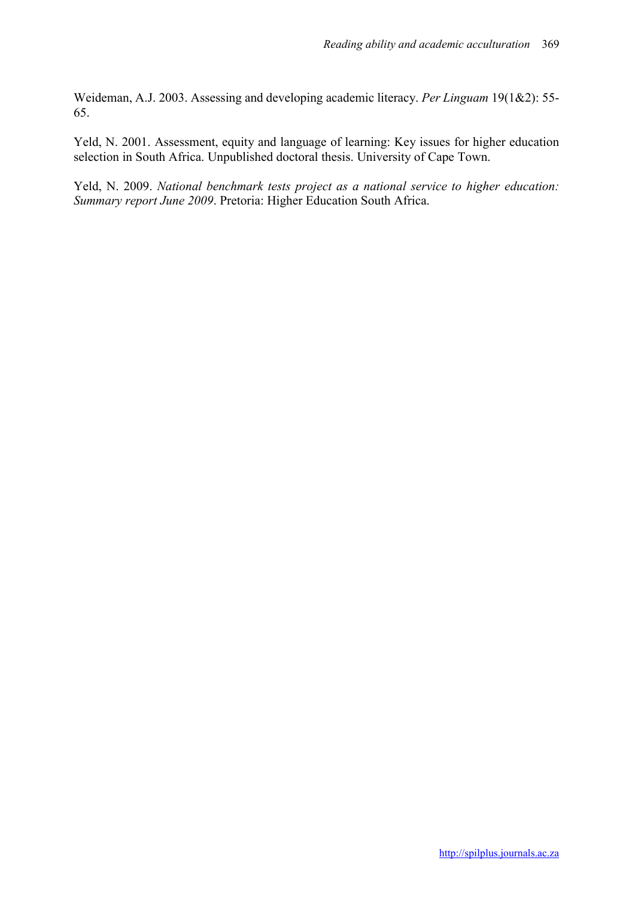Weideman, A.J. 2003. Assessing and developing academic literacy. *Per Linguam* 19(1&2): 55-65.

Yeld, N. 2001. Assessment, equity and language of learning: Key issues for higher education selection in South Africa. Unpublished doctoral thesis. University of Cape Town.

Yeld, N. 2009. *National benchmark tests project as a national service to higher education: Summary report June 2009*. Pretoria: Higher Education South Africa.